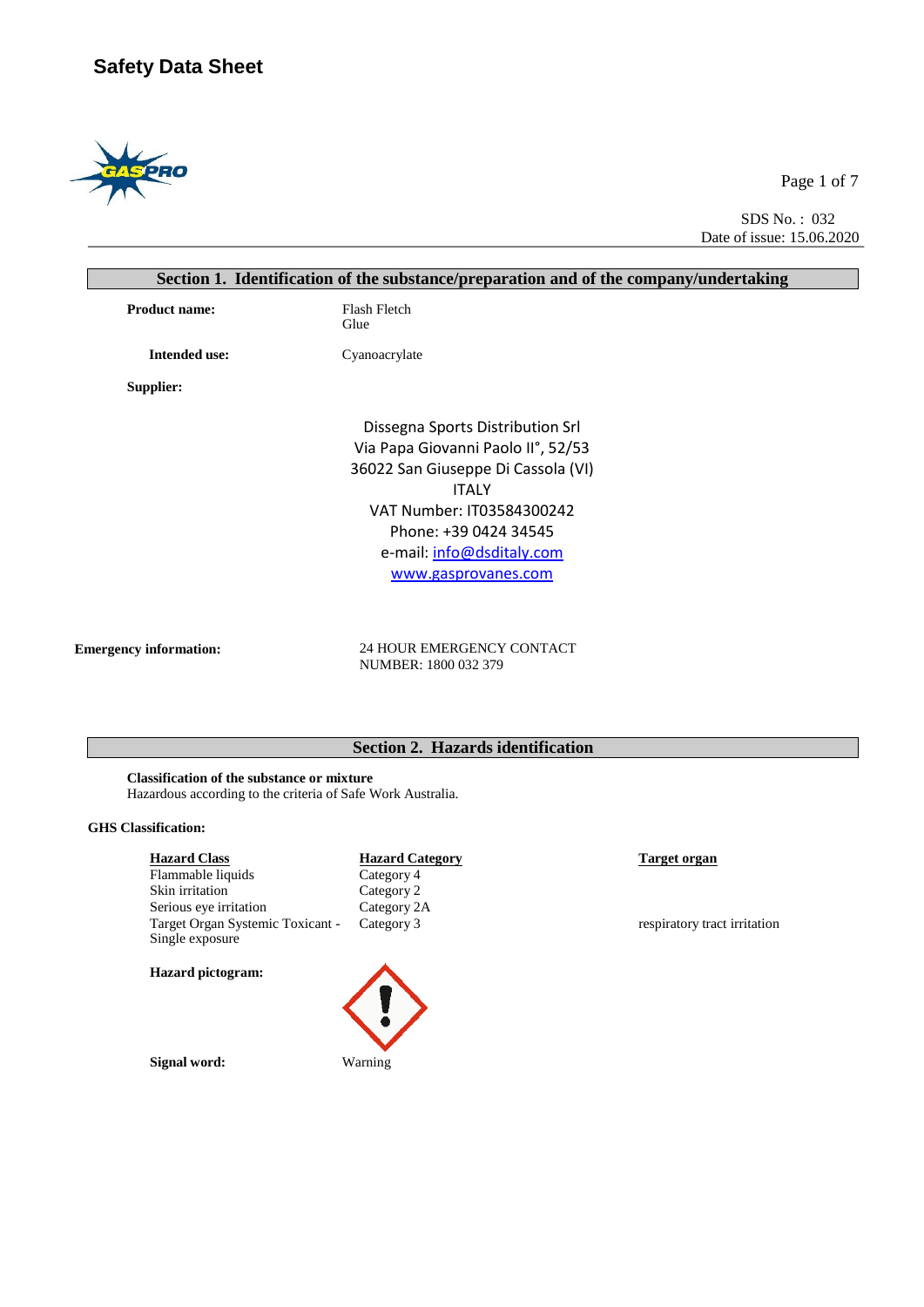# Safety Data Sheet

SDS No. : 032
Date of issue: 15.06.2020

## Section 1. Identification of the substance/preparation and of the company/undertaking

**Product name:** Flash Fletch Glue

**Intended use:** Cyanoacrylate

**Supplier:**

Dissegna Sports Distribution Srl
Via Papa Giovanni Paolo II°, 52/53
36022 San Giuseppe Di Cassola (VI)
ITALY
VAT Number: IT03584300242
Phone: +39 0424 34545
e-mail: info@dsditaly.com
www.gasprovanes.com

**Emergency information:** 24 HOUR EMERGENCY CONTACT NUMBER: 1800 032 379

## Section 2. Hazards identification

**Classification of the substance or mixture**
Hazardous according to the criteria of Safe Work Australia.

**GHS Classification:**

| Hazard Class | Hazard Category | Target organ |
|---|---|---|
| Flammable liquids | Category 4 | |
| Skin irritation | Category 2 | |
| Serious eye irritation | Category 2A | |
| Target Organ Systemic Toxicant - Single exposure | Category 3 | respiratory tract irritation |

**Hazard pictogram:**

**Signal word:** Warning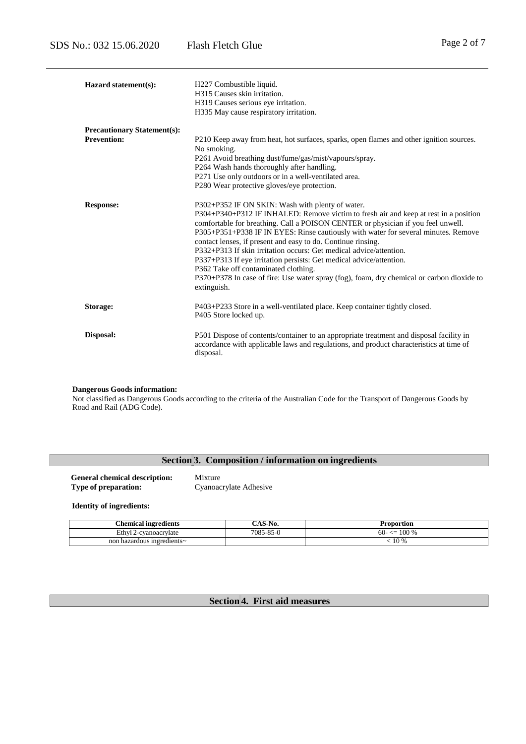**Hazard statement(s):**

H227 Combustible liquid.
H315 Causes skin irritation.
H319 Causes serious eye irritation.
H335 May cause respiratory irritation.

**Precautionary Statement(s):**

**Prevention:**

P210 Keep away from heat, hot surfaces, sparks, open flames and other ignition sources. No smoking.
P261 Avoid breathing dust/fume/gas/mist/vapours/spray.
P264 Wash hands thoroughly after handling.
P271 Use only outdoors or in a well-ventilated area.
P280 Wear protective gloves/eye protection.

**Response:**

P302+P352 IF ON SKIN: Wash with plenty of water.
P304+P340+P312 IF INHALED: Remove victim to fresh air and keep at rest in a position comfortable for breathing. Call a POISON CENTER or physician if you feel unwell.
P305+P351+P338 IF IN EYES: Rinse cautiously with water for several minutes. Remove contact lenses, if present and easy to do. Continue rinsing.
P332+P313 If skin irritation occurs: Get medical advice/attention.
P337+P313 If eye irritation persists: Get medical advice/attention.
P362 Take off contaminated clothing.
P370+P378 In case of fire: Use water spray (fog), foam, dry chemical or carbon dioxide to extinguish.

**Storage:**

P403+P233 Store in a well-ventilated place. Keep container tightly closed.
P405 Store locked up.

**Disposal:**

P501 Dispose of contents/container to an appropriate treatment and disposal facility in accordance with applicable laws and regulations, and product characteristics at time of disposal.

**Dangerous Goods information:**

Not classified as Dangerous Goods according to the criteria of the Australian Code for the Transport of Dangerous Goods by Road and Rail (ADG Code).

## Section 3. Composition / information on ingredients

**General chemical description:** Mixture
**Type of preparation:** Cyanoacrylate Adhesive

**Identity of ingredients:**

| Chemical ingredients | CAS-No. | Proportion |
|---|---|---|
| Ethyl 2-cyanoacrylate | 7085-85-0 | 60- <= 100 % |
| non hazardous ingredients~ | | < 10 % |

## Section 4. First aid measures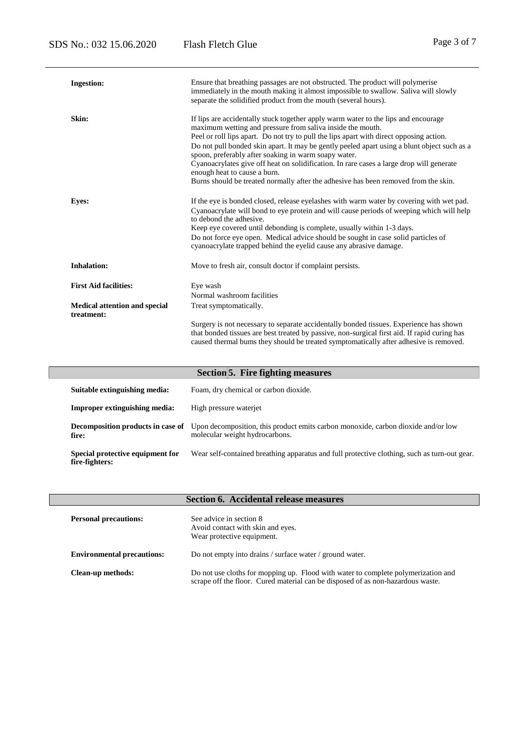| | |
|---|---|
| **Ingestion:** | Ensure that breathing passages are not obstructed. The product will polymerise immediately in the mouth making it almost impossible to swallow. Saliva will slowly separate the solidified product from the mouth (several hours). |
| **Skin:** | If lips are accidentally stuck together apply warm water to the lips and encourage maximum wetting and pressure from saliva inside the mouth. Peel or roll lips apart. Do not try to pull the lips apart with direct opposing action. Do not pull bonded skin apart. It may be gently peeled apart using a blunt object such as a spoon, preferably after soaking in warm soapy water. Cyanoacrylates give off heat on solidification. In rare cases a large drop will generate enough heat to cause a burn. Burns should be treated normally after the adhesive has been removed from the skin. |
| **Eyes:** | If the eye is bonded closed, release eyelashes with warm water by covering with wet pad. Cyanoacrylate will bond to eye protein and will cause periods of weeping which will help to debond the adhesive. Keep eye covered until debonding is complete, usually within 1-3 days. Do not force eye open. Medical advice should be sought in case solid particles of cyanoacrylate trapped behind the eyelid cause any abrasive damage. |
| **Inhalation:** | Move to fresh air, consult doctor if complaint persists. |
| **First Aid facilities:** | Eye wash<br>Normal washroom facilities |
| **Medical attention and special treatment:** | Treat symptomatically.<br><br>Surgery is not necessary to separate accidentally bonded tissues. Experience has shown that bonded tissues are best treated by passive, non-surgical first aid. If rapid curing has caused thermal bums they should be treated symptomatically after adhesive is removed. |

## Section 5. Fire fighting measures

| | |
|---|---|
| **Suitable extinguishing media:** | Foam, dry chemical or carbon dioxide. |
| **Improper extinguishing media:** | High pressure waterjet |
| **Decomposition products in case of fire:** | Upon decomposition, this product emits carbon monoxide, carbon dioxide and/or low molecular weight hydrocarbons. |
| **Special protective equipment for fire-fighters:** | Wear self-contained breathing apparatus and full protective clothing, such as turn-out gear. |

## Section 6. Accidental release measures

| | |
|---|---|
| **Personal precautions:** | See advice in section 8<br>Avoid contact with skin and eyes.<br>Wear protective equipment. |
| **Environmental precautions:** | Do not empty into drains / surface water / ground water. |
| **Clean-up methods:** | Do not use cloths for mopping up. Flood with water to complete polymerization and scrape off the floor. Cured material can be disposed of as non-hazardous waste. |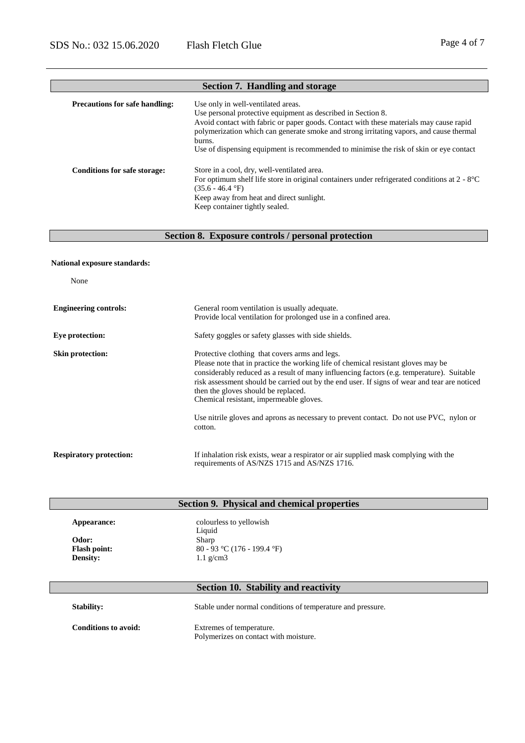## Section 7. Handling and storage

**Precautions for safe handling:**

Use only in well-ventilated areas.
Use personal protective equipment as described in Section 8.
Avoid contact with fabric or paper goods. Contact with these materials may cause rapid polymerization which can generate smoke and strong irritating vapors, and cause thermal burns.
Use of dispensing equipment is recommended to minimise the risk of skin or eye contact

**Conditions for safe storage:**

Store in a cool, dry, well-ventilated area.
For optimum shelf life store in original containers under refrigerated conditions at 2 - 8°C (35.6 - 46.4 °F)
Keep away from heat and direct sunlight.
Keep container tightly sealed.

## Section 8. Exposure controls / personal protection

**National exposure standards:**

None

**Engineering controls:**

General room ventilation is usually adequate.
Provide local ventilation for prolonged use in a confined area.

**Eye protection:**

Safety goggles or safety glasses with side shields.

**Skin protection:**

Protective clothing that covers arms and legs.
Please note that in practice the working life of chemical resistant gloves may be considerably reduced as a result of many influencing factors (e.g. temperature). Suitable risk assessment should be carried out by the end user. If signs of wear and tear are noticed then the gloves should be replaced.
Chemical resistant, impermeable gloves.

Use nitrile gloves and aprons as necessary to prevent contact. Do not use PVC, nylon or cotton.

**Respiratory protection:**

If inhalation risk exists, wear a respirator or air supplied mask complying with the requirements of AS/NZS 1715 and AS/NZS 1716.

## Section 9. Physical and chemical properties

**Appearance:** colourless to yellowish
Liquid
**Odor:** Sharp
**Flash point:** 80 - 93 °C (176 - 199.4 °F)
**Density:** 1.1 g/cm3

## Section 10. Stability and reactivity

**Stability:**

Stable under normal conditions of temperature and pressure.

**Conditions to avoid:**

Extremes of temperature.
Polymerizes on contact with moisture.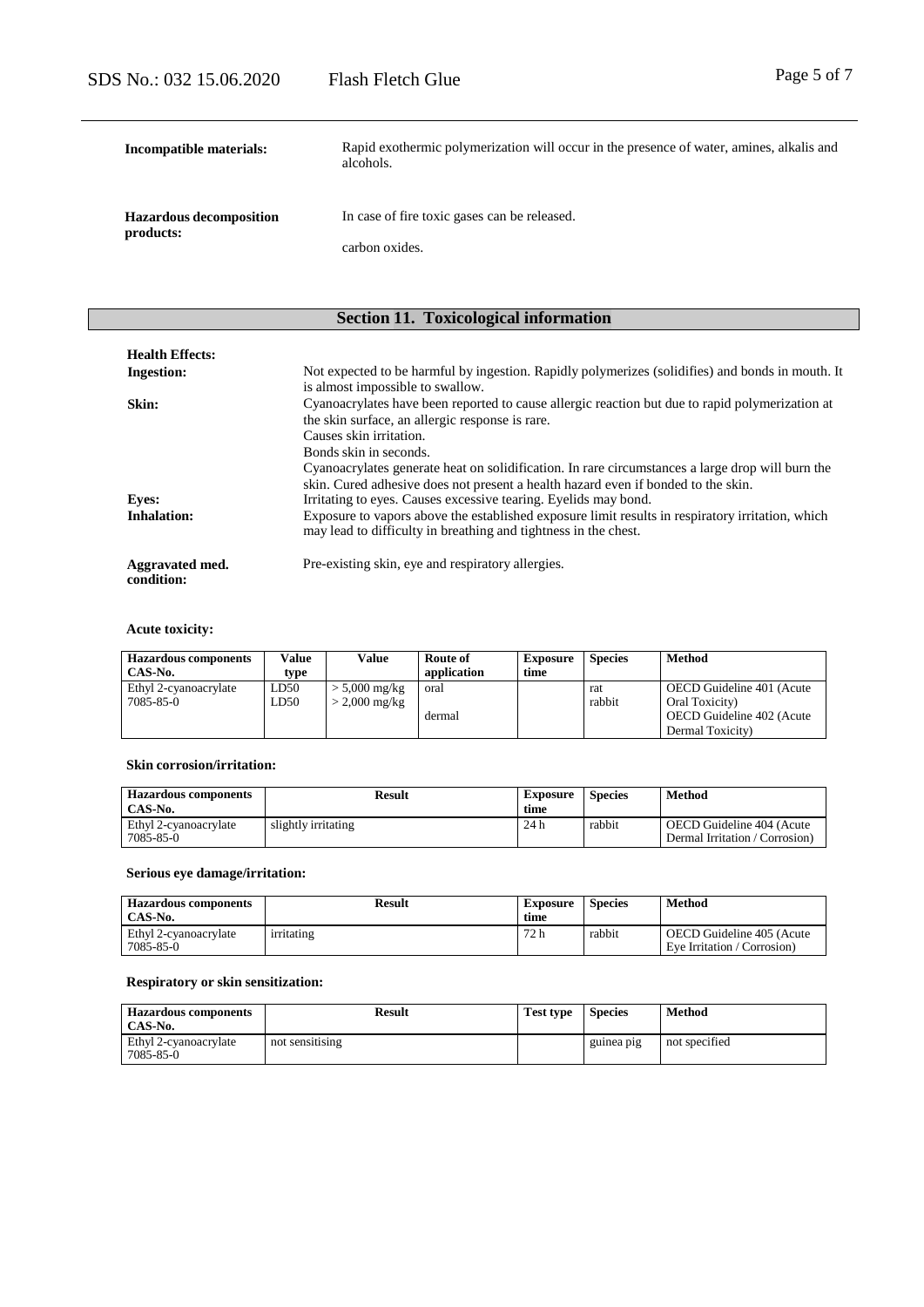**Incompatible materials:** Rapid exothermic polymerization will occur in the presence of water, amines, alkalis and alcohols.

**Hazardous decomposition products:** In case of fire toxic gases can be released.

carbon oxides.

## Section 11. Toxicological information

**Health Effects:**

**Ingestion:** Not expected to be harmful by ingestion. Rapidly polymerizes (solidifies) and bonds in mouth. It is almost impossible to swallow.

**Skin:** Cyanoacrylates have been reported to cause allergic reaction but due to rapid polymerization at the skin surface, an allergic response is rare.
Causes skin irritation.
Bonds skin in seconds.
Cyanoacrylates generate heat on solidification. In rare circumstances a large drop will burn the skin. Cured adhesive does not present a health hazard even if bonded to the skin.

**Eyes:** Irritating to eyes. Causes excessive tearing. Eyelids may bond.

**Inhalation:** Exposure to vapors above the established exposure limit results in respiratory irritation, which may lead to difficulty in breathing and tightness in the chest.

**Aggravated med. condition:** Pre-existing skin, eye and respiratory allergies.

**Acute toxicity:**

| Hazardous components CAS-No. | Value type | Value | Route of application | Exposure time | Species | Method |
|---|---|---|---|---|---|---|
| Ethyl 2-cyanoacrylate 7085-85-0 | LD50 | > 5,000 mg/kg | oral | | rat | OECD Guideline 401 (Acute Oral Toxicity) |
| | LD50 | > 2,000 mg/kg | dermal | | rabbit | OECD Guideline 402 (Acute Dermal Toxicity) |

**Skin corrosion/irritation:**

| Hazardous components CAS-No. | Result | Exposure time | Species | Method |
|---|---|---|---|---|
| Ethyl 2-cyanoacrylate 7085-85-0 | slightly irritating | 24 h | rabbit | OECD Guideline 404 (Acute Dermal Irritation / Corrosion) |

**Serious eye damage/irritation:**

| Hazardous components CAS-No. | Result | Exposure time | Species | Method |
|---|---|---|---|---|
| Ethyl 2-cyanoacrylate 7085-85-0 | irritating | 72 h | rabbit | OECD Guideline 405 (Acute Eye Irritation / Corrosion) |

**Respiratory or skin sensitization:**

| Hazardous components CAS-No. | Result | Test type | Species | Method |
|---|---|---|---|---|
| Ethyl 2-cyanoacrylate 7085-85-0 | not sensitising | | guinea pig | not specified |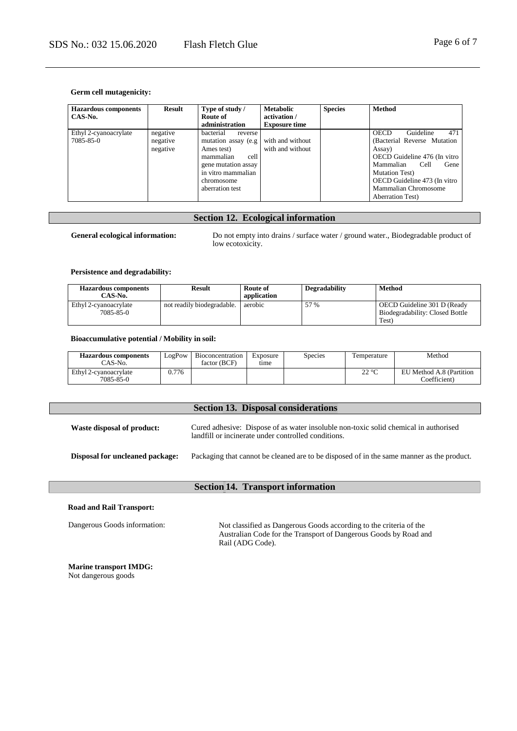**Germ cell mutagenicity:**

| Hazardous components CAS-No. | Result | Type of study / Route of administration | Metabolic activation / Exposure time | Species | Method |
|---|---|---|---|---|---|
| Ethyl 2-cyanoacrylate 7085-85-0 | negative negative negative | bacterial reverse mutation assay (e.g Ames test) mammalian cell gene mutation assay in vitro mammalian chromosome aberration test | with and without with and without | | OECD Guideline 471 (Bacterial Reverse Mutation Assay) OECD Guideline 476 (In vitro Mammalian Cell Gene Mutation Test) OECD Guideline 473 (In vitro Mammalian Chromosome Aberration Test) |

## Section 12. Ecological information

**General ecological information:** Do not empty into drains / surface water / ground water., Biodegradable product of low ecotoxicity.

**Persistence and degradability:**

| Hazardous components CAS-No. | Result | Route of application | Degradability | Method |
|---|---|---|---|---|
| Ethyl 2-cyanoacrylate 7085-85-0 | not readily biodegradable. | aerobic | 57 % | OECD Guideline 301 D (Ready Biodegradability: Closed Bottle Test) |

**Bioaccumulative potential / Mobility in soil:**

| Hazardous components CAS-No. | LogPow | Bioconcentration factor (BCF) | Exposure time | Species | Temperature | Method |
|---|---|---|---|---|---|---|
| Ethyl 2-cyanoacrylate 7085-85-0 | 0.776 | | | | 22 °C | EU Method A.8 (Partition Coefficient) |

## Section 13. Disposal considerations

**Waste disposal of product:** Cured adhesive: Dispose of as water insoluble non-toxic solid chemical in authorised landfill or incinerate under controlled conditions.

**Disposal for uncleaned package:** Packaging that cannot be cleaned are to be disposed of in the same manner as the product.

## Section 14. Transport information

**Road and Rail Transport:**

Dangerous Goods information: Not classified as Dangerous Goods according to the criteria of the Australian Code for the Transport of Dangerous Goods by Road and Rail (ADG Code).

**Marine transport IMDG:**
Not dangerous goods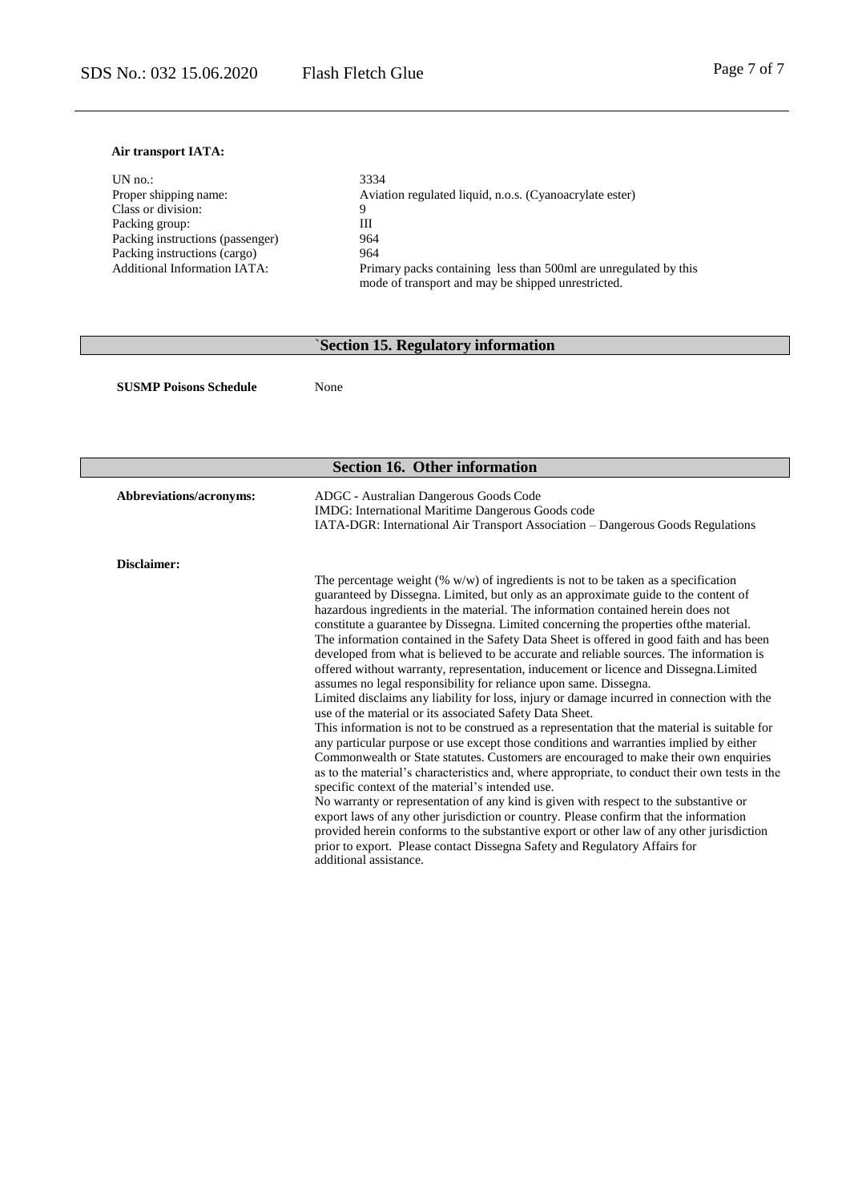**Air transport IATA:**

| | |
|---|---|
| UN no.: | 3334 |
| Proper shipping name: | Aviation regulated liquid, n.o.s. (Cyanoacrylate ester) |
| Class or division: | 9 |
| Packing group: | III |
| Packing instructions (passenger) | 964 |
| Packing instructions (cargo) | 964 |
| Additional Information IATA: | Primary packs containing less than 500ml are unregulated by this mode of transport and may be shipped unrestricted. |

## `Section 15. Regulatory information

**SUSMP Poisons Schedule** None

## Section 16. Other information

**Abbreviations/acronyms:**

ADGC - Australian Dangerous Goods Code
IMDG: International Maritime Dangerous Goods code
IATA-DGR: International Air Transport Association – Dangerous Goods Regulations

**Disclaimer:**

The percentage weight (% w/w) of ingredients is not to be taken as a specification guaranteed by Dissegna. Limited, but only as an approximate guide to the content of hazardous ingredients in the material. The information contained herein does not constitute a guarantee by Dissegna. Limited concerning the properties ofthe material. The information contained in the Safety Data Sheet is offered in good faith and has been developed from what is believed to be accurate and reliable sources. The information is offered without warranty, representation, inducement or licence and Dissegna.Limited assumes no legal responsibility for reliance upon same. Dissegna.
Limited disclaims any liability for loss, injury or damage incurred in connection with the use of the material or its associated Safety Data Sheet.
This information is not to be construed as a representation that the material is suitable for any particular purpose or use except those conditions and warranties implied by either Commonwealth or State statutes. Customers are encouraged to make their own enquiries as to the material's characteristics and, where appropriate, to conduct their own tests in the specific context of the material's intended use.
No warranty or representation of any kind is given with respect to the substantive or export laws of any other jurisdiction or country. Please confirm that the information provided herein conforms to the substantive export or other law of any other jurisdiction prior to export. Please contact Dissegna Safety and Regulatory Affairs for additional assistance.